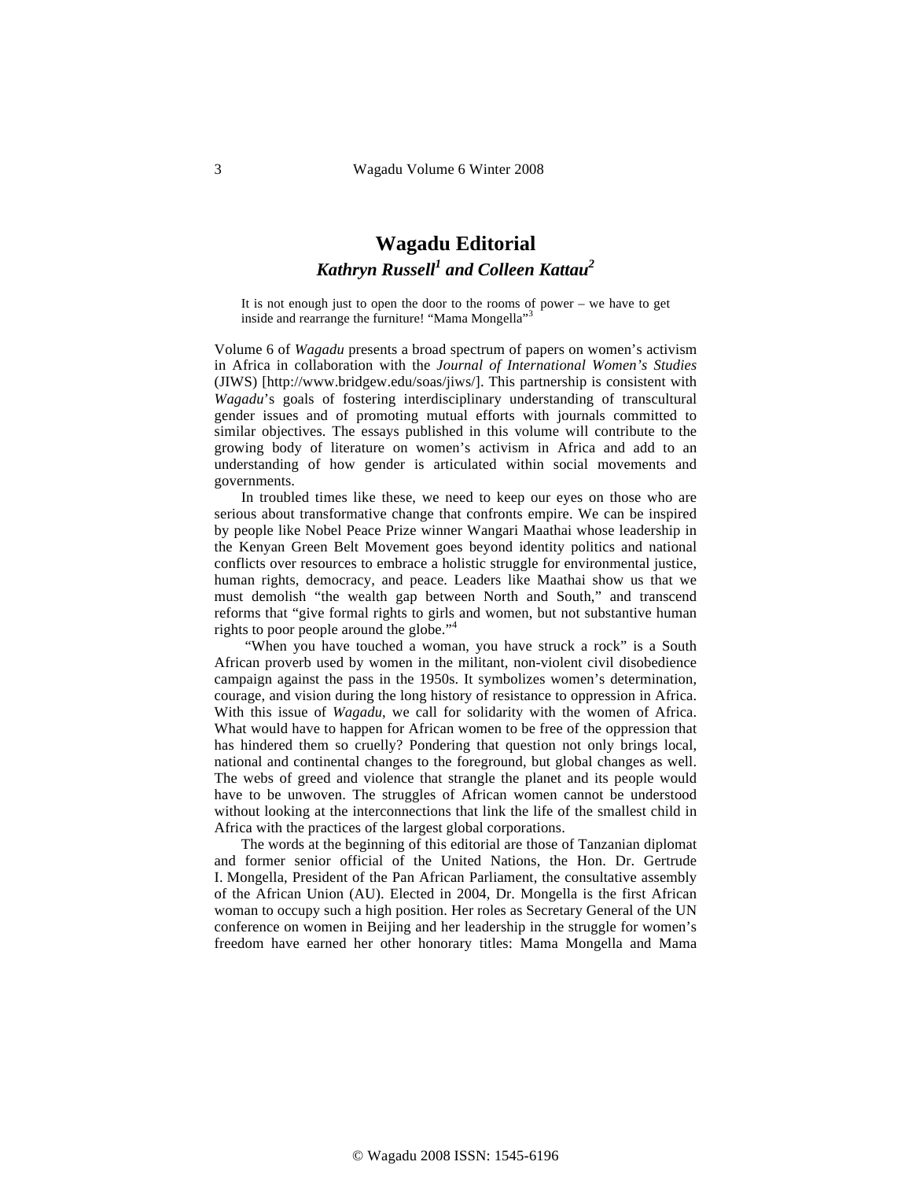# Wagadu Editorial

***Kathryn Russell[1] and Colleen Kattau[2]***

> It is not enough just to open the door to the rooms of power – we have to get inside and rearrange the furniture! "Mama Mongella"[3]

Volume 6 of *Wagadu* presents a broad spectrum of papers on women's activism in Africa in collaboration with the *Journal of International Women's Studies* (JIWS) [http://www.bridgew.edu/soas/jiws/]. This partnership is consistent with *Wagadu*'s goals of fostering interdisciplinary understanding of transcultural gender issues and of promoting mutual efforts with journals committed to similar objectives. The essays published in this volume will contribute to the growing body of literature on women's activism in Africa and add to an understanding of how gender is articulated within social movements and governments.

In troubled times like these, we need to keep our eyes on those who are serious about transformative change that confronts empire. We can be inspired by people like Nobel Peace Prize winner Wangari Maathai whose leadership in the Kenyan Green Belt Movement goes beyond identity politics and national conflicts over resources to embrace a holistic struggle for environmental justice, human rights, democracy, and peace. Leaders like Maathai show us that we must demolish "the wealth gap between North and South," and transcend reforms that "give formal rights to girls and women, but not substantive human rights to poor people around the globe."[4]

"When you have touched a woman, you have struck a rock" is a South African proverb used by women in the militant, non-violent civil disobedience campaign against the pass in the 1950s. It symbolizes women's determination, courage, and vision during the long history of resistance to oppression in Africa. With this issue of *Wagadu*, we call for solidarity with the women of Africa. What would have to happen for African women to be free of the oppression that has hindered them so cruelly? Pondering that question not only brings local, national and continental changes to the foreground, but global changes as well. The webs of greed and violence that strangle the planet and its people would have to be unwoven. The struggles of African women cannot be understood without looking at the interconnections that link the life of the smallest child in Africa with the practices of the largest global corporations.

The words at the beginning of this editorial are those of Tanzanian diplomat and former senior official of the United Nations, the Hon. Dr. Gertrude I. Mongella, President of the Pan African Parliament, the consultative assembly of the African Union (AU). Elected in 2004, Dr. Mongella is the first African woman to occupy such a high position. Her roles as Secretary General of the UN conference on women in Beijing and her leadership in the struggle for women's freedom have earned her other honorary titles: Mama Mongella and Mama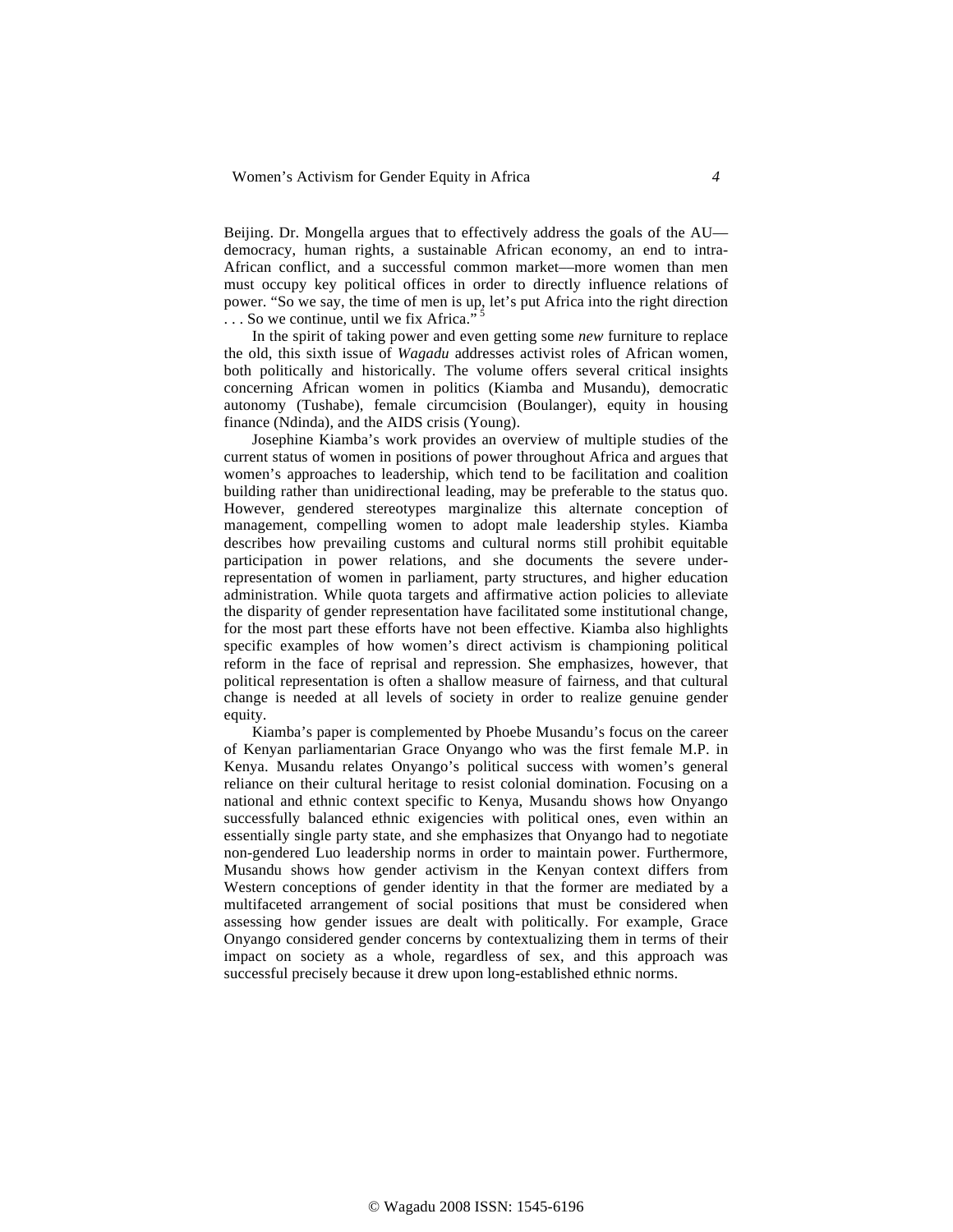Beijing. Dr. Mongella argues that to effectively address the goals of the AU—democracy, human rights, a sustainable African economy, an end to intra-African conflict, and a successful common market—more women than men must occupy key political offices in order to directly influence relations of power. "So we say, the time of men is up, let's put Africa into the right direction . . . So we continue, until we fix Africa." [5]

In the spirit of taking power and even getting some *new* furniture to replace the old, this sixth issue of *Wagadu* addresses activist roles of African women, both politically and historically. The volume offers several critical insights concerning African women in politics (Kiamba and Musandu), democratic autonomy (Tushabe), female circumcision (Boulanger), equity in housing finance (Ndinda), and the AIDS crisis (Young).

Josephine Kiamba's work provides an overview of multiple studies of the current status of women in positions of power throughout Africa and argues that women's approaches to leadership, which tend to be facilitation and coalition building rather than unidirectional leading, may be preferable to the status quo. However, gendered stereotypes marginalize this alternate conception of management, compelling women to adopt male leadership styles. Kiamba describes how prevailing customs and cultural norms still prohibit equitable participation in power relations, and she documents the severe under-representation of women in parliament, party structures, and higher education administration. While quota targets and affirmative action policies to alleviate the disparity of gender representation have facilitated some institutional change, for the most part these efforts have not been effective. Kiamba also highlights specific examples of how women's direct activism is championing political reform in the face of reprisal and repression. She emphasizes, however, that political representation is often a shallow measure of fairness, and that cultural change is needed at all levels of society in order to realize genuine gender equity.

Kiamba's paper is complemented by Phoebe Musandu's focus on the career of Kenyan parliamentarian Grace Onyango who was the first female M.P. in Kenya. Musandu relates Onyango's political success with women's general reliance on their cultural heritage to resist colonial domination. Focusing on a national and ethnic context specific to Kenya, Musandu shows how Onyango successfully balanced ethnic exigencies with political ones, even within an essentially single party state, and she emphasizes that Onyango had to negotiate non-gendered Luo leadership norms in order to maintain power. Furthermore, Musandu shows how gender activism in the Kenyan context differs from Western conceptions of gender identity in that the former are mediated by a multifaceted arrangement of social positions that must be considered when assessing how gender issues are dealt with politically. For example, Grace Onyango considered gender concerns by contextualizing them in terms of their impact on society as a whole, regardless of sex, and this approach was successful precisely because it drew upon long-established ethnic norms.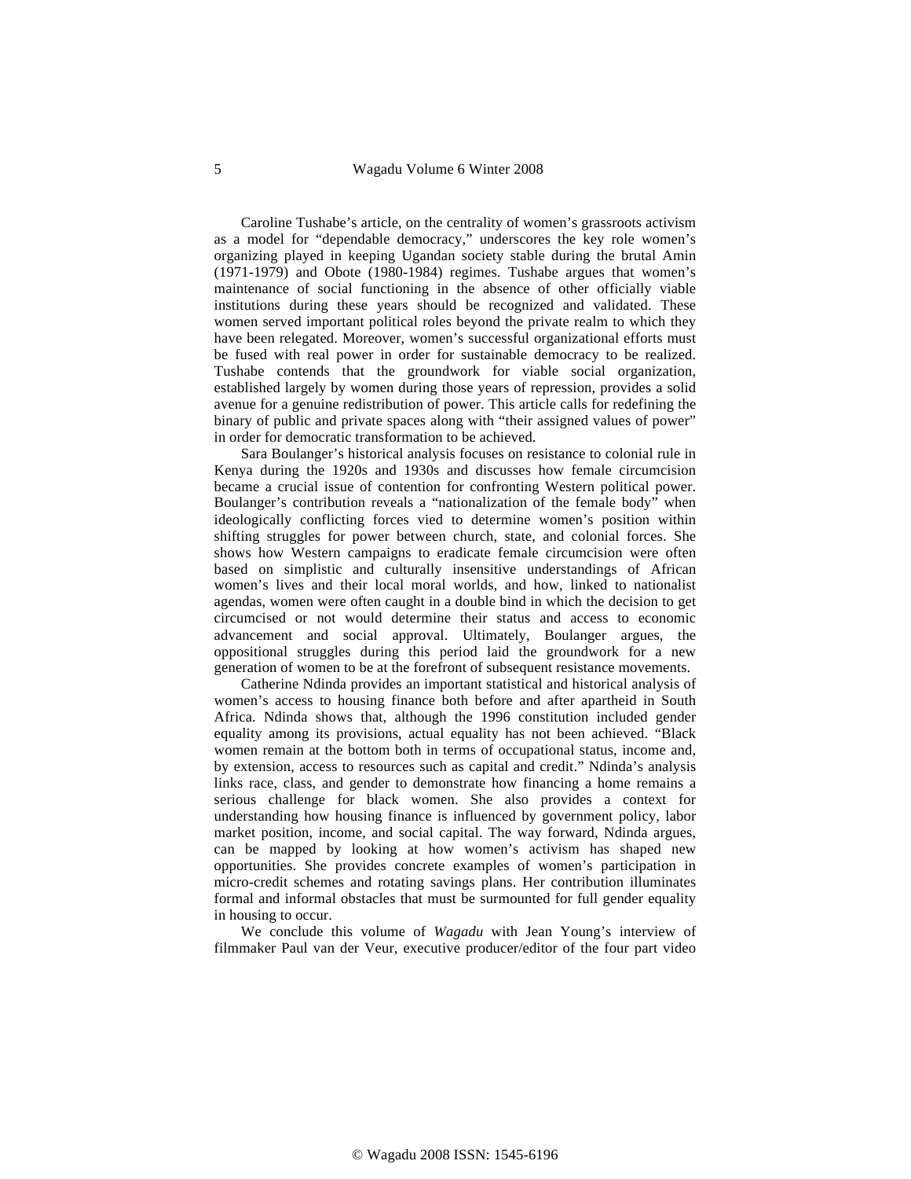Caroline Tushabe's article, on the centrality of women's grassroots activism as a model for "dependable democracy," underscores the key role women's organizing played in keeping Ugandan society stable during the brutal Amin (1971-1979) and Obote (1980-1984) regimes. Tushabe argues that women's maintenance of social functioning in the absence of other officially viable institutions during these years should be recognized and validated. These women served important political roles beyond the private realm to which they have been relegated. Moreover, women's successful organizational efforts must be fused with real power in order for sustainable democracy to be realized. Tushabe contends that the groundwork for viable social organization, established largely by women during those years of repression, provides a solid avenue for a genuine redistribution of power. This article calls for redefining the binary of public and private spaces along with "their assigned values of power" in order for democratic transformation to be achieved.

Sara Boulanger's historical analysis focuses on resistance to colonial rule in Kenya during the 1920s and 1930s and discusses how female circumcision became a crucial issue of contention for confronting Western political power. Boulanger's contribution reveals a "nationalization of the female body" when ideologically conflicting forces vied to determine women's position within shifting struggles for power between church, state, and colonial forces. She shows how Western campaigns to eradicate female circumcision were often based on simplistic and culturally insensitive understandings of African women's lives and their local moral worlds, and how, linked to nationalist agendas, women were often caught in a double bind in which the decision to get circumcised or not would determine their status and access to economic advancement and social approval. Ultimately, Boulanger argues, the oppositional struggles during this period laid the groundwork for a new generation of women to be at the forefront of subsequent resistance movements.

Catherine Ndinda provides an important statistical and historical analysis of women's access to housing finance both before and after apartheid in South Africa. Ndinda shows that, although the 1996 constitution included gender equality among its provisions, actual equality has not been achieved. "Black women remain at the bottom both in terms of occupational status, income and, by extension, access to resources such as capital and credit." Ndinda's analysis links race, class, and gender to demonstrate how financing a home remains a serious challenge for black women. She also provides a context for understanding how housing finance is influenced by government policy, labor market position, income, and social capital. The way forward, Ndinda argues, can be mapped by looking at how women's activism has shaped new opportunities. She provides concrete examples of women's participation in micro-credit schemes and rotating savings plans. Her contribution illuminates formal and informal obstacles that must be surmounted for full gender equality in housing to occur.

We conclude this volume of *Wagadu* with Jean Young's interview of filmmaker Paul van der Veur, executive producer/editor of the four part video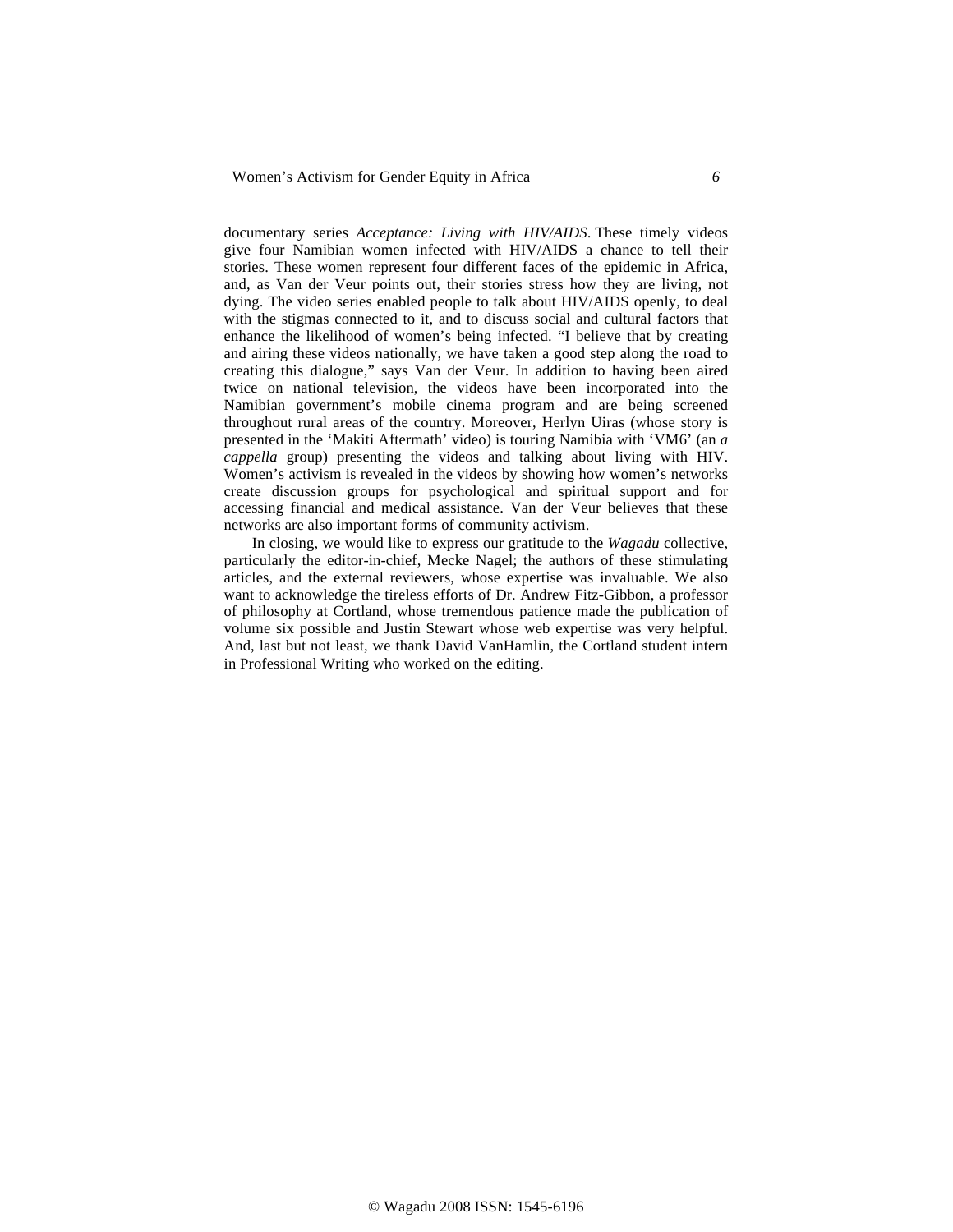documentary series *Acceptance: Living with HIV/AIDS*. These timely videos give four Namibian women infected with HIV/AIDS a chance to tell their stories. These women represent four different faces of the epidemic in Africa, and, as Van der Veur points out, their stories stress how they are living, not dying. The video series enabled people to talk about HIV/AIDS openly, to deal with the stigmas connected to it, and to discuss social and cultural factors that enhance the likelihood of women's being infected. "I believe that by creating and airing these videos nationally, we have taken a good step along the road to creating this dialogue," says Van der Veur. In addition to having been aired twice on national television, the videos have been incorporated into the Namibian government's mobile cinema program and are being screened throughout rural areas of the country. Moreover, Herlyn Uiras (whose story is presented in the 'Makiti Aftermath' video) is touring Namibia with 'VM6' (an *a cappella* group) presenting the videos and talking about living with HIV. Women's activism is revealed in the videos by showing how women's networks create discussion groups for psychological and spiritual support and for accessing financial and medical assistance. Van der Veur believes that these networks are also important forms of community activism.

In closing, we would like to express our gratitude to the *Wagadu* collective, particularly the editor-in-chief, Mecke Nagel; the authors of these stimulating articles, and the external reviewers, whose expertise was invaluable. We also want to acknowledge the tireless efforts of Dr. Andrew Fitz-Gibbon, a professor of philosophy at Cortland, whose tremendous patience made the publication of volume six possible and Justin Stewart whose web expertise was very helpful. And, last but not least, we thank David VanHamlin, the Cortland student intern in Professional Writing who worked on the editing.